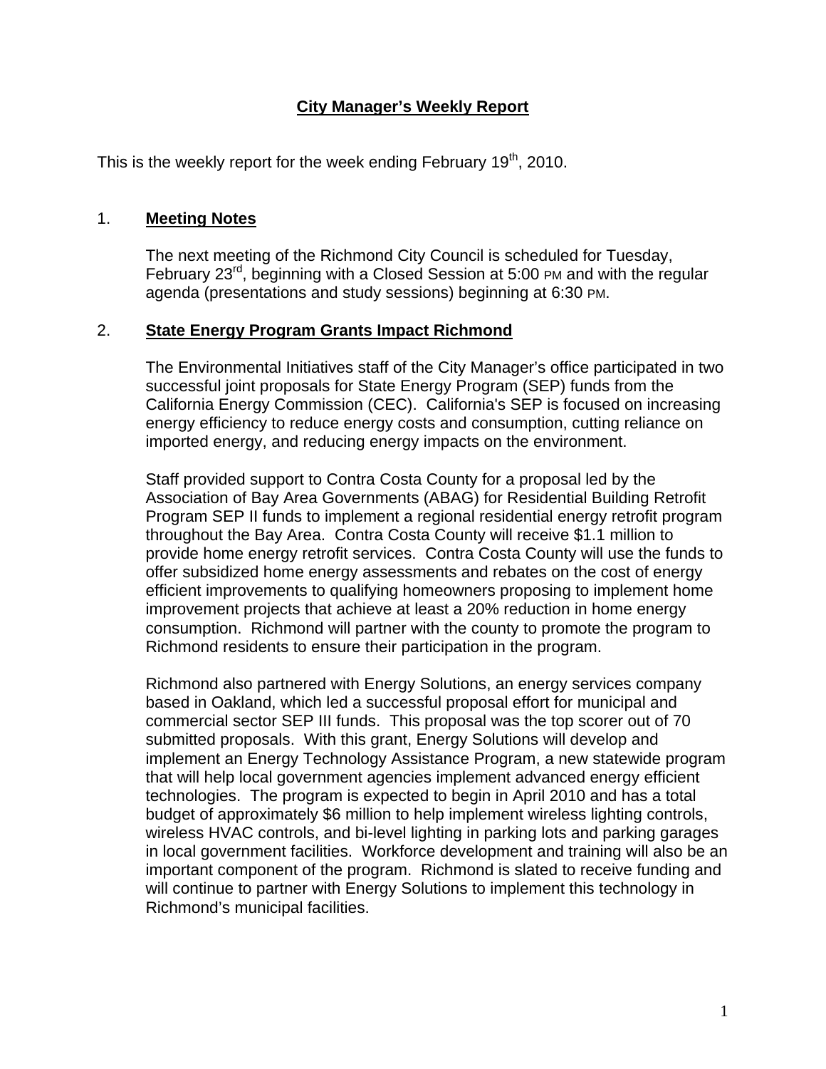# City Manager's Weekly Report

This is the weekly report for the week ending February 19th, 2010.

## 1. Meeting Notes

The next meeting of the Richmond City Council is scheduled for Tuesday, February 23rd, beginning with a Closed Session at 5:00 PM and with the regular agenda (presentations and study sessions) beginning at 6:30 PM.

## 2. State Energy Program Grants Impact Richmond

The Environmental Initiatives staff of the City Manager's office participated in two successful joint proposals for State Energy Program (SEP) funds from the California Energy Commission (CEC). California's SEP is focused on increasing energy efficiency to reduce energy costs and consumption, cutting reliance on imported energy, and reducing energy impacts on the environment.

Staff provided support to Contra Costa County for a proposal led by the Association of Bay Area Governments (ABAG) for Residential Building Retrofit Program SEP II funds to implement a regional residential energy retrofit program throughout the Bay Area. Contra Costa County will receive $1.1 million to provide home energy retrofit services. Contra Costa County will use the funds to offer subsidized home energy assessments and rebates on the cost of energy efficient improvements to qualifying homeowners proposing to implement home improvement projects that achieve at least a 20% reduction in home energy consumption. Richmond will partner with the county to promote the program to Richmond residents to ensure their participation in the program.

Richmond also partnered with Energy Solutions, an energy services company based in Oakland, which led a successful proposal effort for municipal and commercial sector SEP III funds. This proposal was the top scorer out of 70 submitted proposals. With this grant, Energy Solutions will develop and implement an Energy Technology Assistance Program, a new statewide program that will help local government agencies implement advanced energy efficient technologies. The program is expected to begin in April 2010 and has a total budget of approximately $6 million to help implement wireless lighting controls, wireless HVAC controls, and bi-level lighting in parking lots and parking garages in local government facilities. Workforce development and training will also be an important component of the program. Richmond is slated to receive funding and will continue to partner with Energy Solutions to implement this technology in Richmond's municipal facilities.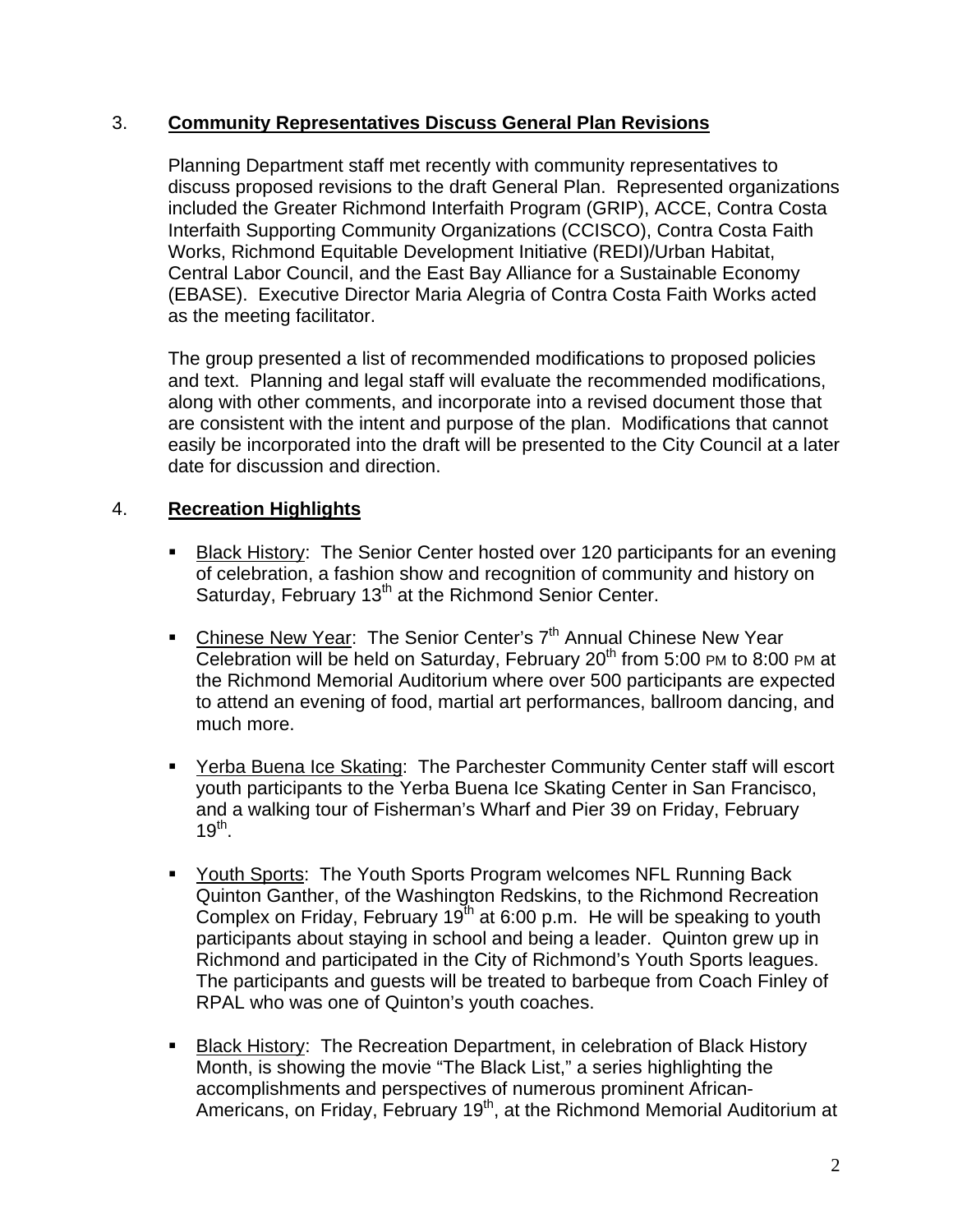3. **Community Representatives Discuss General Plan Revisions**

Planning Department staff met recently with community representatives to discuss proposed revisions to the draft General Plan. Represented organizations included the Greater Richmond Interfaith Program (GRIP), ACCE, Contra Costa Interfaith Supporting Community Organizations (CCISCO), Contra Costa Faith Works, Richmond Equitable Development Initiative (REDI)/Urban Habitat, Central Labor Council, and the East Bay Alliance for a Sustainable Economy (EBASE). Executive Director Maria Alegria of Contra Costa Faith Works acted as the meeting facilitator.

The group presented a list of recommended modifications to proposed policies and text. Planning and legal staff will evaluate the recommended modifications, along with other comments, and incorporate into a revised document those that are consistent with the intent and purpose of the plan. Modifications that cannot easily be incorporated into the draft will be presented to the City Council at a later date for discussion and direction.

4. **Recreation Highlights**

- Black History: The Senior Center hosted over 120 participants for an evening of celebration, a fashion show and recognition of community and history on Saturday, February 13th at the Richmond Senior Center.

- Chinese New Year: The Senior Center's 7th Annual Chinese New Year Celebration will be held on Saturday, February 20th from 5:00 PM to 8:00 PM at the Richmond Memorial Auditorium where over 500 participants are expected to attend an evening of food, martial art performances, ballroom dancing, and much more.

- Yerba Buena Ice Skating: The Parchester Community Center staff will escort youth participants to the Yerba Buena Ice Skating Center in San Francisco, and a walking tour of Fisherman's Wharf and Pier 39 on Friday, February 19th.

- Youth Sports: The Youth Sports Program welcomes NFL Running Back Quinton Ganther, of the Washington Redskins, to the Richmond Recreation Complex on Friday, February 19th at 6:00 p.m. He will be speaking to youth participants about staying in school and being a leader. Quinton grew up in Richmond and participated in the City of Richmond's Youth Sports leagues. The participants and guests will be treated to barbeque from Coach Finley of RPAL who was one of Quinton's youth coaches.

- Black History: The Recreation Department, in celebration of Black History Month, is showing the movie "The Black List," a series highlighting the accomplishments and perspectives of numerous prominent African-Americans, on Friday, February 19th, at the Richmond Memorial Auditorium at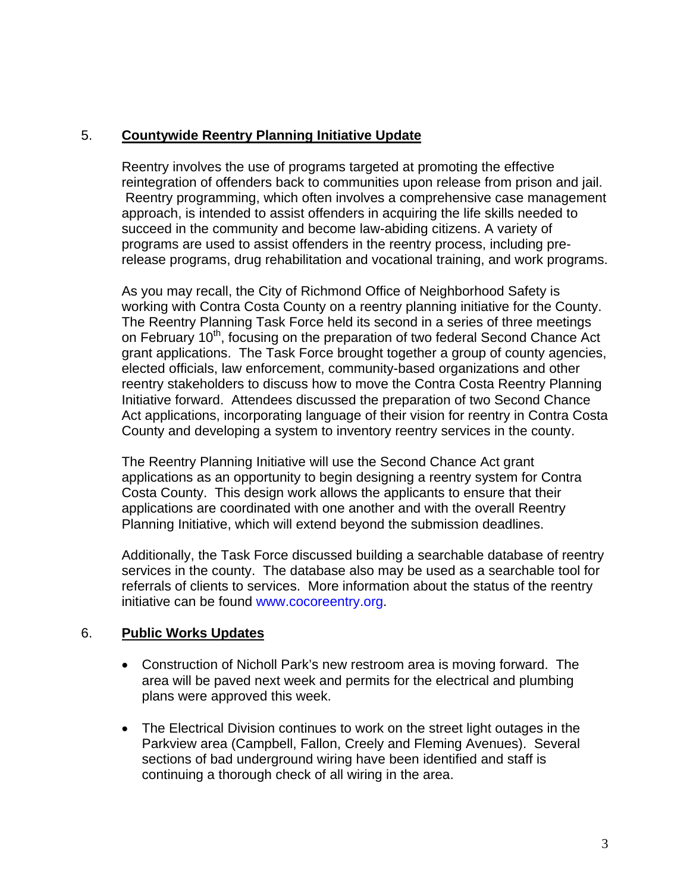## 5. **Countywide Reentry Planning Initiative Update**

Reentry involves the use of programs targeted at promoting the effective reintegration of offenders back to communities upon release from prison and jail. Reentry programming, which often involves a comprehensive case management approach, is intended to assist offenders in acquiring the life skills needed to succeed in the community and become law-abiding citizens. A variety of programs are used to assist offenders in the reentry process, including pre-release programs, drug rehabilitation and vocational training, and work programs.

As you may recall, the City of Richmond Office of Neighborhood Safety is working with Contra Costa County on a reentry planning initiative for the County. The Reentry Planning Task Force held its second in a series of three meetings on February 10th, focusing on the preparation of two federal Second Chance Act grant applications. The Task Force brought together a group of county agencies, elected officials, law enforcement, community-based organizations and other reentry stakeholders to discuss how to move the Contra Costa Reentry Planning Initiative forward. Attendees discussed the preparation of two Second Chance Act applications, incorporating language of their vision for reentry in Contra Costa County and developing a system to inventory reentry services in the county.

The Reentry Planning Initiative will use the Second Chance Act grant applications as an opportunity to begin designing a reentry system for Contra Costa County. This design work allows the applicants to ensure that their applications are coordinated with one another and with the overall Reentry Planning Initiative, which will extend beyond the submission deadlines.

Additionally, the Task Force discussed building a searchable database of reentry services in the county. The database also may be used as a searchable tool for referrals of clients to services. More information about the status of the reentry initiative can be found www.cocoreentry.org.

## 6. **Public Works Updates**

- Construction of Nicholl Park's new restroom area is moving forward. The area will be paved next week and permits for the electrical and plumbing plans were approved this week.

- The Electrical Division continues to work on the street light outages in the Parkview area (Campbell, Fallon, Creely and Fleming Avenues). Several sections of bad underground wiring have been identified and staff is continuing a thorough check of all wiring in the area.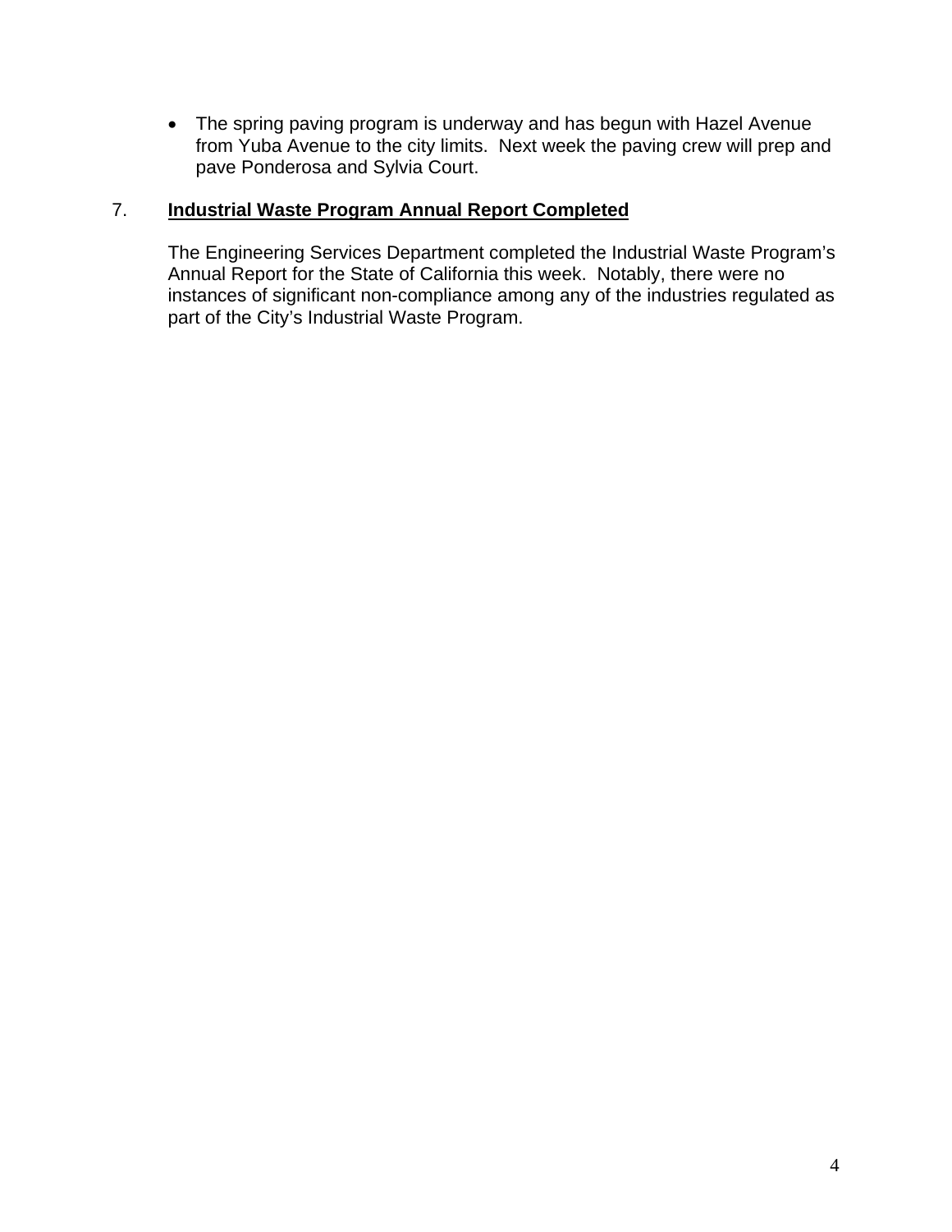- The spring paving program is underway and has begun with Hazel Avenue from Yuba Avenue to the city limits. Next week the paving crew will prep and pave Ponderosa and Sylvia Court.

7. **Industrial Waste Program Annual Report Completed**

The Engineering Services Department completed the Industrial Waste Program's Annual Report for the State of California this week. Notably, there were no instances of significant non-compliance among any of the industries regulated as part of the City's Industrial Waste Program.